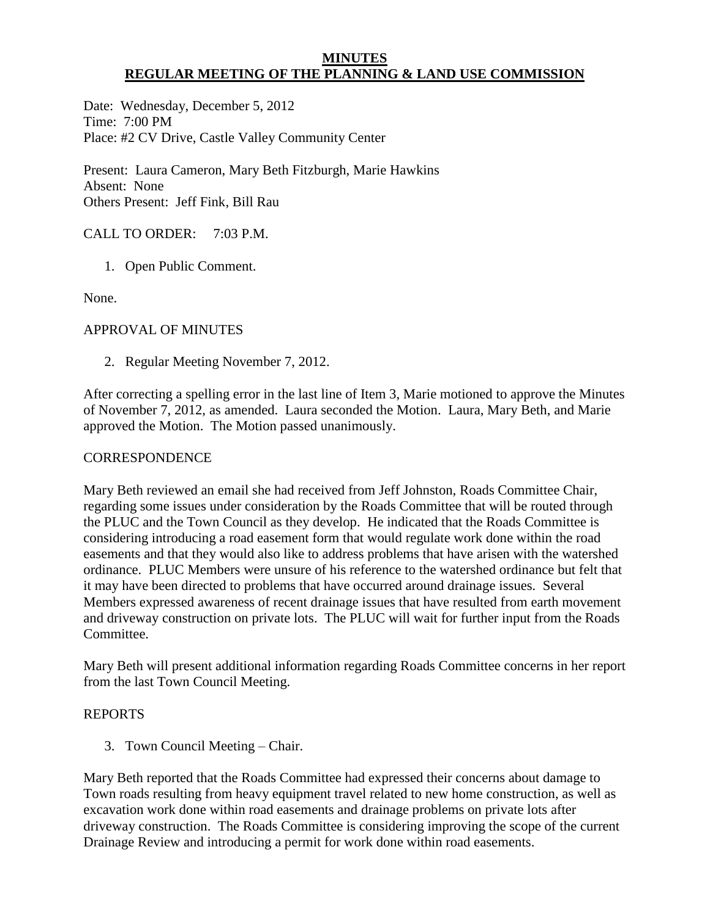# MINUTES
## REGULAR MEETING OF THE PLANNING & LAND USE COMMISSION

Date: Wednesday, December 5, 2012
Time: 7:00 PM
Place: #2 CV Drive, Castle Valley Community Center

Present: Laura Cameron, Mary Beth Fitzburgh, Marie Hawkins
Absent: None
Others Present: Jeff Fink, Bill Rau

CALL TO ORDER: 7:03 P.M.

1. Open Public Comment.

None.

APPROVAL OF MINUTES

2. Regular Meeting November 7, 2012.

After correcting a spelling error in the last line of Item 3, Marie motioned to approve the Minutes of November 7, 2012, as amended. Laura seconded the Motion. Laura, Mary Beth, and Marie approved the Motion. The Motion passed unanimously.

CORRESPONDENCE

Mary Beth reviewed an email she had received from Jeff Johnston, Roads Committee Chair, regarding some issues under consideration by the Roads Committee that will be routed through the PLUC and the Town Council as they develop. He indicated that the Roads Committee is considering introducing a road easement form that would regulate work done within the road easements and that they would also like to address problems that have arisen with the watershed ordinance. PLUC Members were unsure of his reference to the watershed ordinance but felt that it may have been directed to problems that have occurred around drainage issues. Several Members expressed awareness of recent drainage issues that have resulted from earth movement and driveway construction on private lots. The PLUC will wait for further input from the Roads Committee.

Mary Beth will present additional information regarding Roads Committee concerns in her report from the last Town Council Meeting.

REPORTS

3. Town Council Meeting – Chair.

Mary Beth reported that the Roads Committee had expressed their concerns about damage to Town roads resulting from heavy equipment travel related to new home construction, as well as excavation work done within road easements and drainage problems on private lots after driveway construction. The Roads Committee is considering improving the scope of the current Drainage Review and introducing a permit for work done within road easements.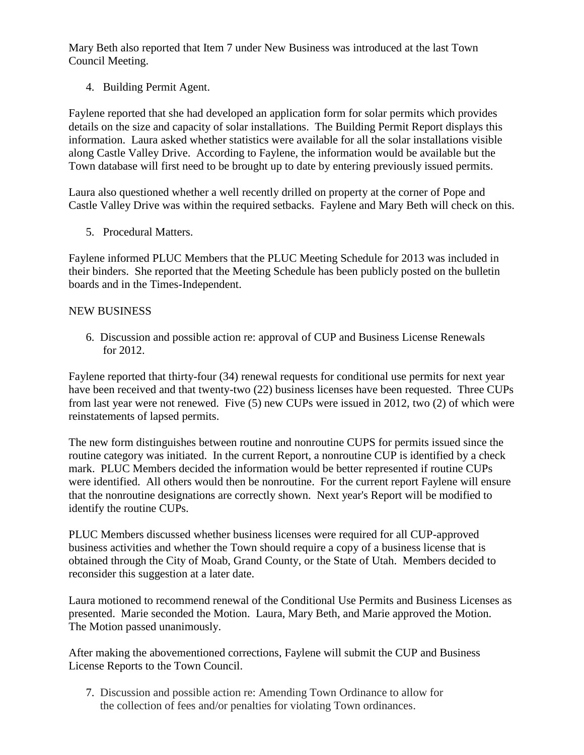Mary Beth also reported that Item 7 under New Business was introduced at the last Town Council Meeting.

4. Building Permit Agent.

Faylene reported that she had developed an application form for solar permits which provides details on the size and capacity of solar installations. The Building Permit Report displays this information. Laura asked whether statistics were available for all the solar installations visible along Castle Valley Drive. According to Faylene, the information would be available but the Town database will first need to be brought up to date by entering previously issued permits.

Laura also questioned whether a well recently drilled on property at the corner of Pope and Castle Valley Drive was within the required setbacks. Faylene and Mary Beth will check on this.

5. Procedural Matters.

Faylene informed PLUC Members that the PLUC Meeting Schedule for 2013 was included in their binders. She reported that the Meeting Schedule has been publicly posted on the bulletin boards and in the Times-Independent.

NEW BUSINESS

6. Discussion and possible action re: approval of CUP and Business License Renewals for 2012.

Faylene reported that thirty-four (34) renewal requests for conditional use permits for next year have been received and that twenty-two (22) business licenses have been requested. Three CUPs from last year were not renewed. Five (5) new CUPs were issued in 2012, two (2) of which were reinstatements of lapsed permits.

The new form distinguishes between routine and nonroutine CUPS for permits issued since the routine category was initiated. In the current Report, a nonroutine CUP is identified by a check mark. PLUC Members decided the information would be better represented if routine CUPs were identified. All others would then be nonroutine. For the current report Faylene will ensure that the nonroutine designations are correctly shown. Next year's Report will be modified to identify the routine CUPs.

PLUC Members discussed whether business licenses were required for all CUP-approved business activities and whether the Town should require a copy of a business license that is obtained through the City of Moab, Grand County, or the State of Utah. Members decided to reconsider this suggestion at a later date.

Laura motioned to recommend renewal of the Conditional Use Permits and Business Licenses as presented. Marie seconded the Motion. Laura, Mary Beth, and Marie approved the Motion. The Motion passed unanimously.

After making the abovementioned corrections, Faylene will submit the CUP and Business License Reports to the Town Council.

7. Discussion and possible action re: Amending Town Ordinance to allow for the collection of fees and/or penalties for violating Town ordinances.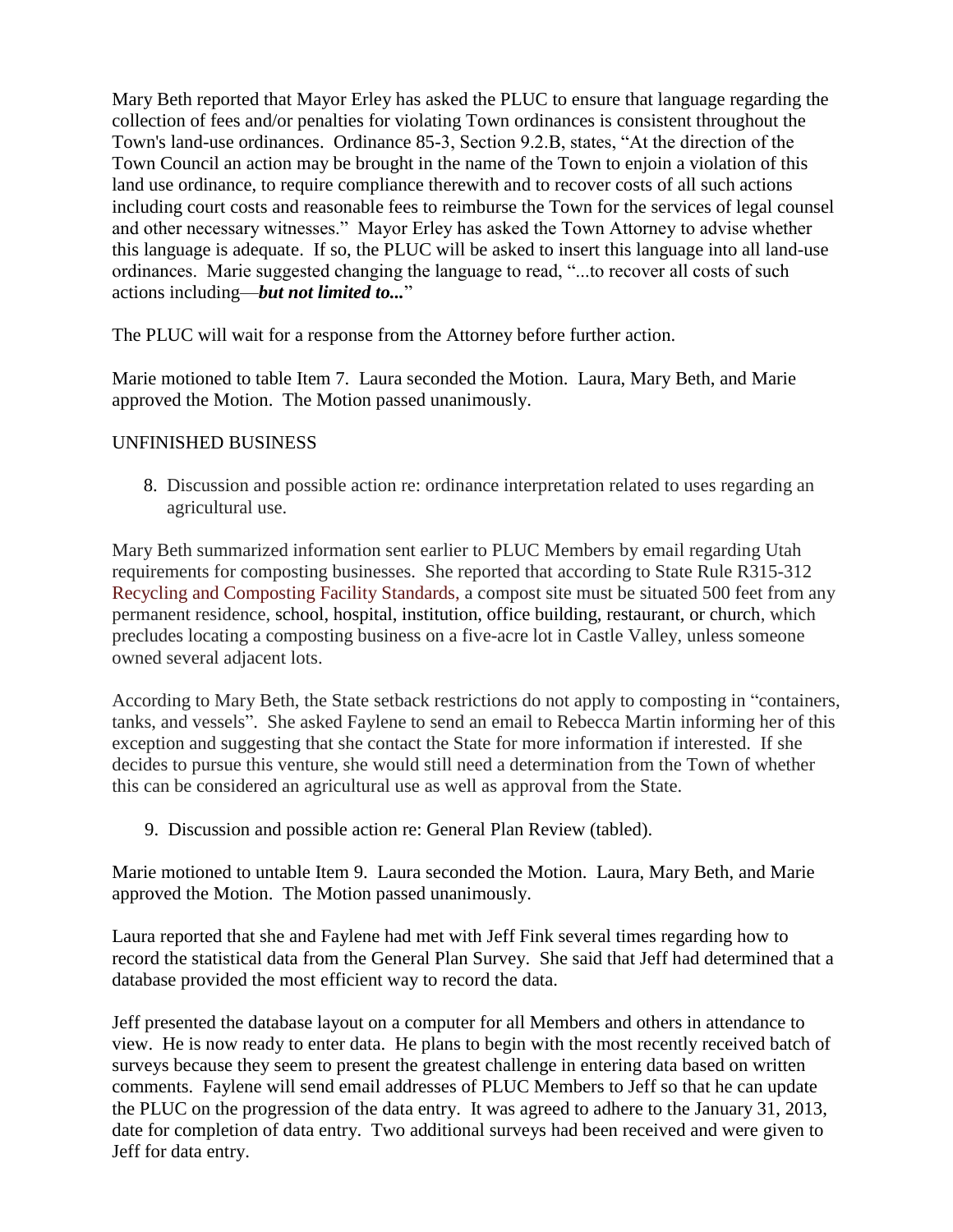Mary Beth reported that Mayor Erley has asked the PLUC to ensure that language regarding the collection of fees and/or penalties for violating Town ordinances is consistent throughout the Town's land-use ordinances. Ordinance 85-3, Section 9.2.B, states, "At the direction of the Town Council an action may be brought in the name of the Town to enjoin a violation of this land use ordinance, to require compliance therewith and to recover costs of all such actions including court costs and reasonable fees to reimburse the Town for the services of legal counsel and other necessary witnesses." Mayor Erley has asked the Town Attorney to advise whether this language is adequate. If so, the PLUC will be asked to insert this language into all land-use ordinances. Marie suggested changing the language to read, "...to recover all costs of such actions including—***but not limited to...***"

The PLUC will wait for a response from the Attorney before further action.

Marie motioned to table Item 7. Laura seconded the Motion. Laura, Mary Beth, and Marie approved the Motion. The Motion passed unanimously.

UNFINISHED BUSINESS

8. Discussion and possible action re: ordinance interpretation related to uses regarding an agricultural use.

Mary Beth summarized information sent earlier to PLUC Members by email regarding Utah requirements for composting businesses. She reported that according to State Rule R315-312 Recycling and Composting Facility Standards, a compost site must be situated 500 feet from any permanent residence, school, hospital, institution, office building, restaurant, or church, which precludes locating a composting business on a five-acre lot in Castle Valley, unless someone owned several adjacent lots.

According to Mary Beth, the State setback restrictions do not apply to composting in "containers, tanks, and vessels". She asked Faylene to send an email to Rebecca Martin informing her of this exception and suggesting that she contact the State for more information if interested. If she decides to pursue this venture, she would still need a determination from the Town of whether this can be considered an agricultural use as well as approval from the State.

9. Discussion and possible action re: General Plan Review (tabled).

Marie motioned to untable Item 9. Laura seconded the Motion. Laura, Mary Beth, and Marie approved the Motion. The Motion passed unanimously.

Laura reported that she and Faylene had met with Jeff Fink several times regarding how to record the statistical data from the General Plan Survey. She said that Jeff had determined that a database provided the most efficient way to record the data.

Jeff presented the database layout on a computer for all Members and others in attendance to view. He is now ready to enter data. He plans to begin with the most recently received batch of surveys because they seem to present the greatest challenge in entering data based on written comments. Faylene will send email addresses of PLUC Members to Jeff so that he can update the PLUC on the progression of the data entry. It was agreed to adhere to the January 31, 2013, date for completion of data entry. Two additional surveys had been received and were given to Jeff for data entry.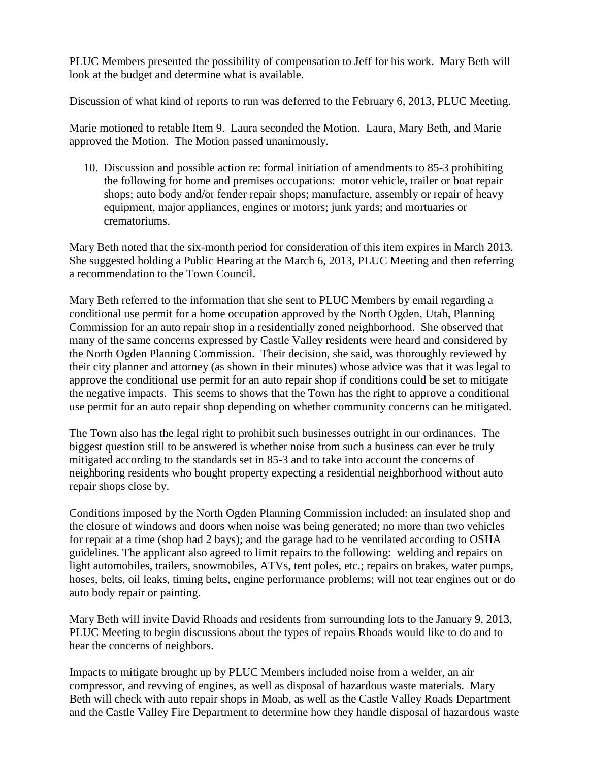PLUC Members presented the possibility of compensation to Jeff for his work. Mary Beth will look at the budget and determine what is available.

Discussion of what kind of reports to run was deferred to the February 6, 2013, PLUC Meeting.

Marie motioned to retable Item 9. Laura seconded the Motion. Laura, Mary Beth, and Marie approved the Motion. The Motion passed unanimously.

10. Discussion and possible action re: formal initiation of amendments to 85-3 prohibiting the following for home and premises occupations: motor vehicle, trailer or boat repair shops; auto body and/or fender repair shops; manufacture, assembly or repair of heavy equipment, major appliances, engines or motors; junk yards; and mortuaries or crematoriums.

Mary Beth noted that the six-month period for consideration of this item expires in March 2013. She suggested holding a Public Hearing at the March 6, 2013, PLUC Meeting and then referring a recommendation to the Town Council.

Mary Beth referred to the information that she sent to PLUC Members by email regarding a conditional use permit for a home occupation approved by the North Ogden, Utah, Planning Commission for an auto repair shop in a residentially zoned neighborhood. She observed that many of the same concerns expressed by Castle Valley residents were heard and considered by the North Ogden Planning Commission. Their decision, she said, was thoroughly reviewed by their city planner and attorney (as shown in their minutes) whose advice was that it was legal to approve the conditional use permit for an auto repair shop if conditions could be set to mitigate the negative impacts. This seems to shows that the Town has the right to approve a conditional use permit for an auto repair shop depending on whether community concerns can be mitigated.

The Town also has the legal right to prohibit such businesses outright in our ordinances. The biggest question still to be answered is whether noise from such a business can ever be truly mitigated according to the standards set in 85-3 and to take into account the concerns of neighboring residents who bought property expecting a residential neighborhood without auto repair shops close by.

Conditions imposed by the North Ogden Planning Commission included: an insulated shop and the closure of windows and doors when noise was being generated; no more than two vehicles for repair at a time (shop had 2 bays); and the garage had to be ventilated according to OSHA guidelines. The applicant also agreed to limit repairs to the following: welding and repairs on light automobiles, trailers, snowmobiles, ATVs, tent poles, etc.; repairs on brakes, water pumps, hoses, belts, oil leaks, timing belts, engine performance problems; will not tear engines out or do auto body repair or painting.

Mary Beth will invite David Rhoads and residents from surrounding lots to the January 9, 2013, PLUC Meeting to begin discussions about the types of repairs Rhoads would like to do and to hear the concerns of neighbors.

Impacts to mitigate brought up by PLUC Members included noise from a welder, an air compressor, and revving of engines, as well as disposal of hazardous waste materials. Mary Beth will check with auto repair shops in Moab, as well as the Castle Valley Roads Department and the Castle Valley Fire Department to determine how they handle disposal of hazardous waste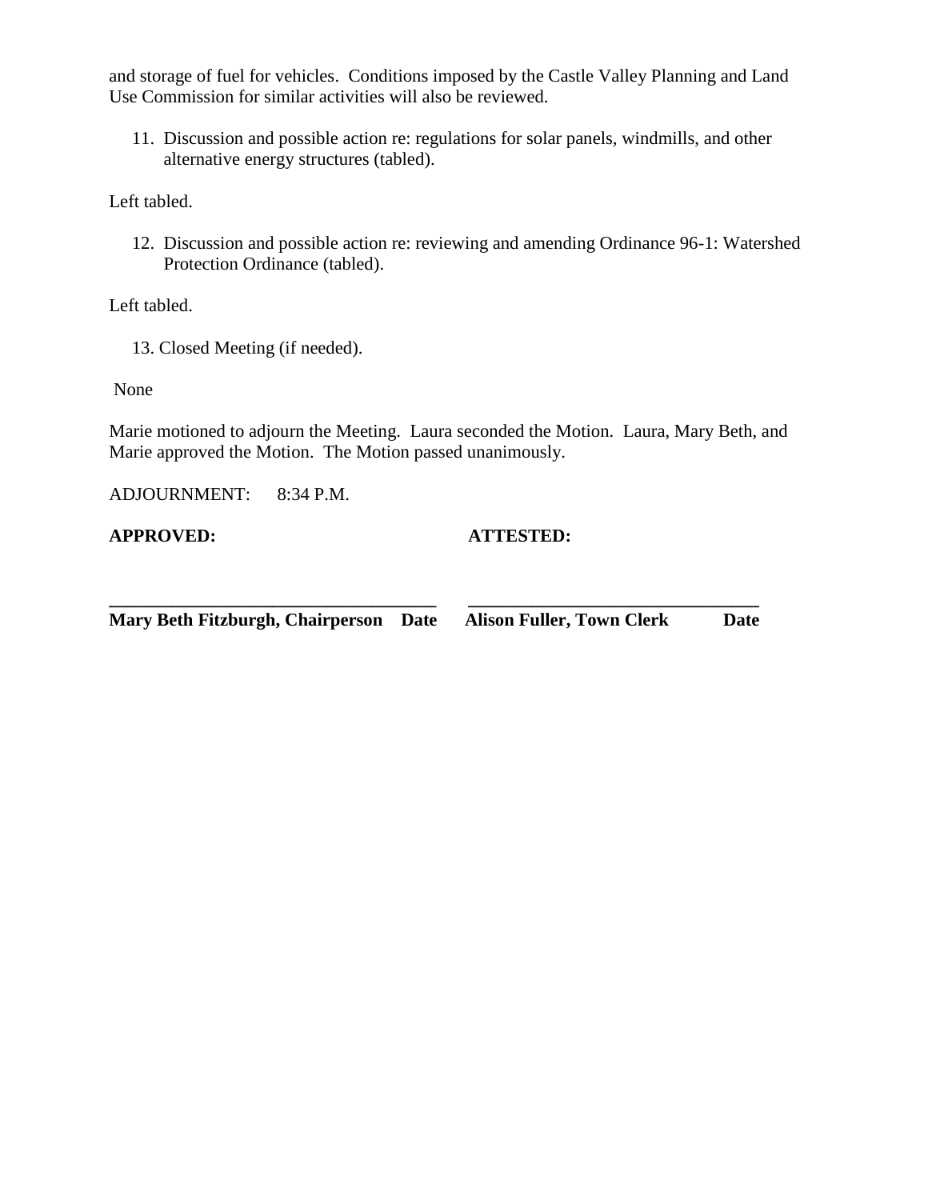and storage of fuel for vehicles.  Conditions imposed by the Castle Valley Planning and Land Use Commission for similar activities will also be reviewed.

11. Discussion and possible action re: regulations for solar panels, windmills, and other alternative energy structures (tabled).

Left tabled.

12. Discussion and possible action re: reviewing and amending Ordinance 96-1: Watershed Protection Ordinance (tabled).

Left tabled.

13. Closed Meeting (if needed).

None

Marie motioned to adjourn the Meeting.  Laura seconded the Motion.  Laura, Mary Beth, and Marie approved the Motion.  The Motion passed unanimously.

ADJOURNMENT:     8:34 P.M.

**APPROVED:**                                        **ATTESTED:**

___________________________________     _______________________________

**Mary Beth Fitzburgh, Chairperson    Date      Alison Fuller, Town Clerk          Date**